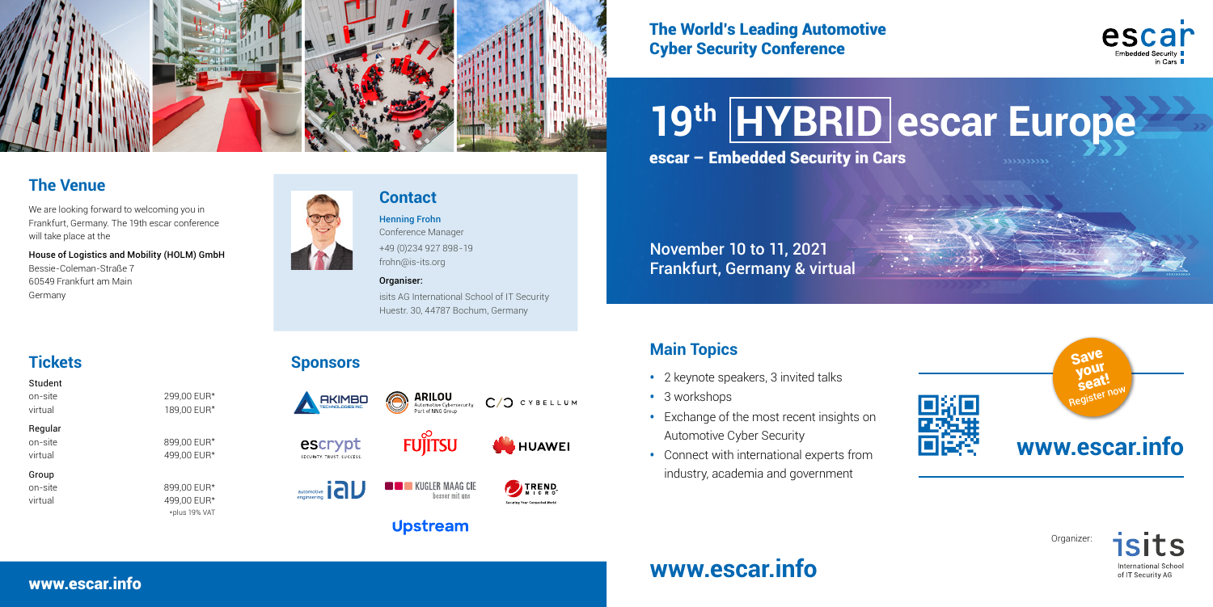# 19th HYBRID escar Europe

**The World's Leading Automotive Cyber Security Conference**

**escar – Embedded Security in Cars**

November 10 to 11, 2021
Frankfurt, Germany & virtual

## Main Topics

- 2 keynote speakers, 3 invited talks
- 3 workshops
- Exchange of the most recent insights on Automotive Cyber Security
- Connect with international experts from industry, academia and government

Save your seat! Register now

**www.escar.info**

Organizer: isits International School of IT Security AG

## The Venue

We are looking forward to welcoming you in Frankfurt, Germany. The 19th escar conference will take place at the

House of Logistics and Mobility (HOLM) GmbH
Bessie-Coleman-Straße 7
60549 Frankfurt am Main
Germany

## Contact

**Henning Frohn**
Conference Manager
+49 (0)234 927 898-19
frohn@is-its.org

**Organiser:**
isits AG International School of IT Security
Huestr. 30, 44787 Bochum, Germany

## Tickets

| | |
|---|---|
| **Student** | |
| on-site | 299,00 EUR* |
| virtual | 189,00 EUR* |
| **Regular** | |
| on-site | 899,00 EUR* |
| virtual | 499,00 EUR* |
| **Group** | |
| on-site | 899,00 EUR* |
| virtual | 499,00 EUR* |

*plus 19% VAT

## Sponsors

AKIMBO Technologies Inc., ARILOU Automotive Cybersecurity Part of NNG Group, CYBELLUM, escrypt Security. Trust. Success., FUJITSU, HUAWEI, automotive engineering iav, KUGLER MAAG CIE besser mit uns, TREND MICRO Securing Your Connected World, Upstream

www.escar.info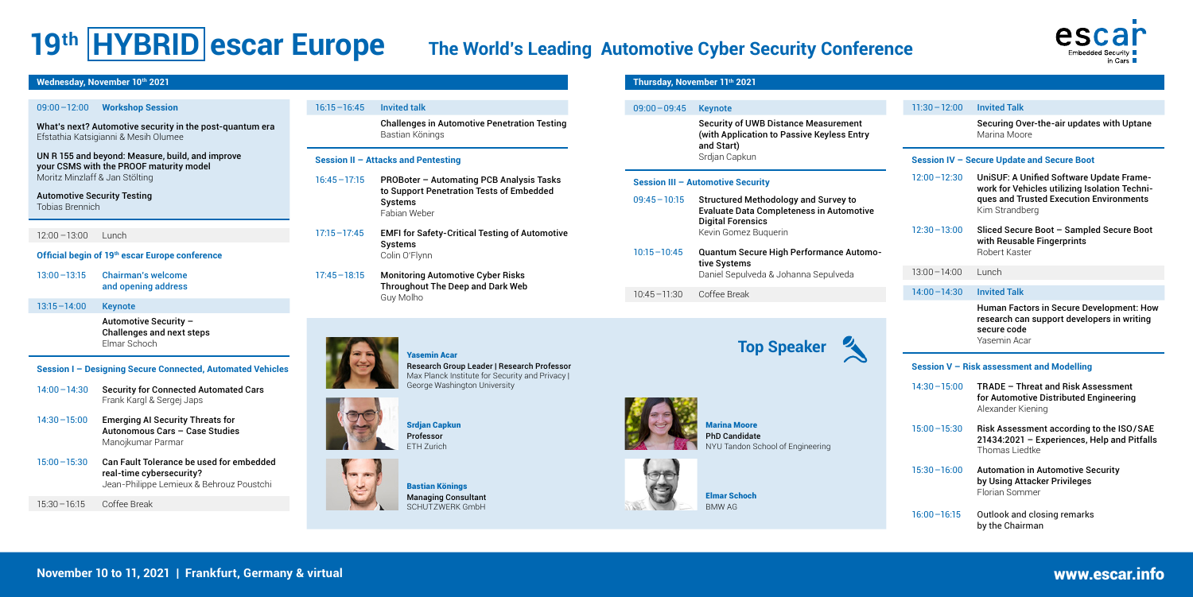# 19th HYBRID escar Europe

## The World's Leading Automotive Cyber Security Conference

### Wednesday, November 10th 2021

**09:00 – 12:00 Workshop Session**

What's next? Automotive security in the post-quantum era
Efstathia Katsigianni & Mesih Olumee

UN R 155 and beyond: Measure, build, and improve your CSMS with the PROOF maturity model
Moritz Minzlaff & Jan Stölting

Automotive Security Testing
Tobias Brennich

12:00 – 13:00 Lunch

**Official begin of 19th escar Europe conference**

**13:00 – 13:15 Chairman's welcome and opening address**

**13:15 – 14:00 Keynote**

Automotive Security – Challenges and next steps
Elmar Schoch

**Session I – Designing Secure Connected, Automated Vehicles**

14:00 – 14:30 **Security for Connected Automated Cars**
Frank Kargl & Sergej Japs

14:30 – 15:00 **Emerging AI Security Threats for Autonomous Cars – Case Studies**
Manojkumar Parmar

15:00 – 15:30 **Can Fault Tolerance be used for embedded real-time cybersecurity?**
Jean-Philippe Lemieux & Behrouz Poustchi

15:30 – 16:15 Coffee Break

**16:15 – 16:45 Invited talk**

Challenges in Automotive Penetration Testing
Bastian Könings

**Session II – Attacks and Pentesting**

16:45 – 17:15 **PROBoter – Automating PCB Analysis Tasks to Support Penetration Tests of Embedded Systems**
Fabian Weber

17:15 – 17:45 **EMFI for Safety-Critical Testing of Automotive Systems**
Colin O'Flynn

17:45 – 18:15 **Monitoring Automotive Cyber Risks Throughout The Deep and Dark Web**
Guy Molho

### Thursday, November 11th 2021

**09:00 – 09:45 Keynote**

Security of UWB Distance Measurement (with Application to Passive Keyless Entry and Start)
Srdjan Capkun

**Session III – Automotive Security**

09:45 – 10:15 **Structured Methodology and Survey to Evaluate Data Completeness in Automotive Digital Forensics**
Kevin Gomez Buquerin

10:15 – 10:45 **Quantum Secure High Performance Automotive Systems**
Daniel Sepulveda & Johanna Sepulveda

10:45 – 11:30 Coffee Break

**11:30 – 12:00 Invited Talk**

Securing Over-the-air updates with Uptane
Marina Moore

**Session IV – Secure Update and Secure Boot**

12:00 – 12:30 **UniSUF: A Unified Software Update Framework for Vehicles utilizing Isolation Techniques and Trusted Execution Environments**
Kim Strandberg

12:30 – 13:00 **Sliced Secure Boot – Sampled Secure Boot with Reusable Fingerprints**
Robert Kaster

13:00 – 14:00 Lunch

**14:00 – 14:30 Invited Talk**

Human Factors in Secure Development: How research can support developers in writing secure code
Yasemin Acar

**Session V – Risk assessment and Modelling**

14:30 – 15:00 **TRADE – Threat and Risk Assessment for Automotive Distributed Engineering**
Alexander Kiening

15:00 – 15:30 **Risk Assessment according to the ISO/SAE 21434:2021 – Experiences, Help and Pitfalls**
Thomas Liedtke

15:30 – 16:00 **Automation in Automotive Security by Using Attacker Privileges**
Florian Sommer

16:00 – 16:15 Outlook and closing remarks by the Chairman

### Top Speaker

**Yasemin Acar**
Research Group Leader | Research Professor
Max Planck Institute for Security and Privacy | George Washington University

**Srdjan Capkun**
Professor
ETH Zurich

**Bastian Könings**
Managing Consultant
SCHUTZWERK GmbH

**Marina Moore**
PhD Candidate
NYU Tandon School of Engineering

**Elmar Schoch**
BMW AG

November 10 to 11, 2021 | Frankfurt, Germany & virtual

www.escar.info